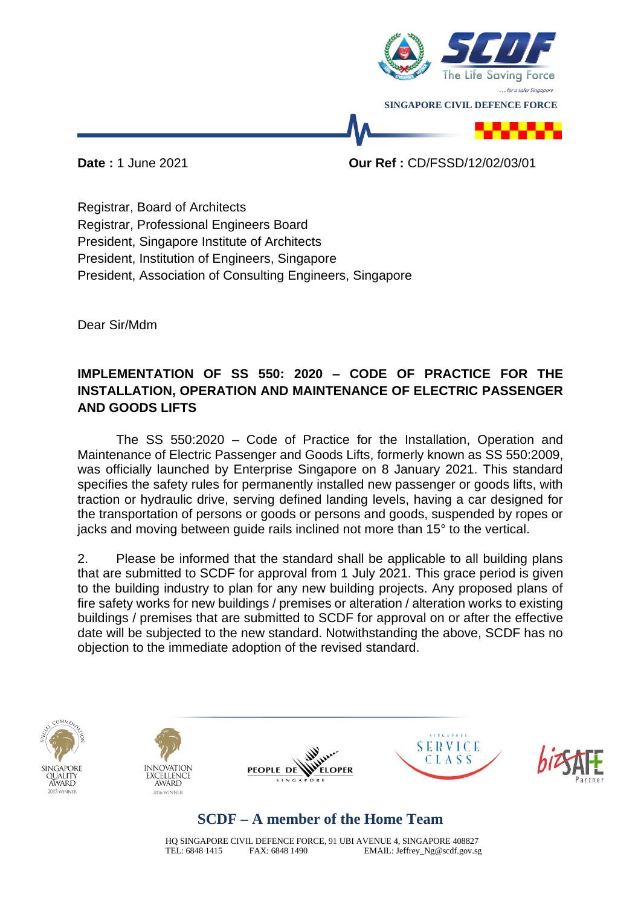**Date :** 1 June 2021 **Our Ref :** CD/FSSD/12/02/03/01

Registrar, Board of Architects
Registrar, Professional Engineers Board
President, Singapore Institute of Architects
President, Institution of Engineers, Singapore
President, Association of Consulting Engineers, Singapore

Dear Sir/Mdm

**IMPLEMENTATION OF SS 550: 2020 – CODE OF PRACTICE FOR THE INSTALLATION, OPERATION AND MAINTENANCE OF ELECTRIC PASSENGER AND GOODS LIFTS**

The SS 550:2020 – Code of Practice for the Installation, Operation and Maintenance of Electric Passenger and Goods Lifts, formerly known as SS 550:2009, was officially launched by Enterprise Singapore on 8 January 2021. This standard specifies the safety rules for permanently installed new passenger or goods lifts, with traction or hydraulic drive, serving defined landing levels, having a car designed for the transportation of persons or goods or persons and goods, suspended by ropes or jacks and moving between guide rails inclined not more than 15° to the vertical.

2. Please be informed that the standard shall be applicable to all building plans that are submitted to SCDF for approval from 1 July 2021. This grace period is given to the building industry to plan for any new building projects. Any proposed plans of fire safety works for new buildings / premises or alteration / alteration works to existing buildings / premises that are submitted to SCDF for approval on or after the effective date will be subjected to the new standard. Notwithstanding the above, SCDF has no objection to the immediate adoption of the revised standard.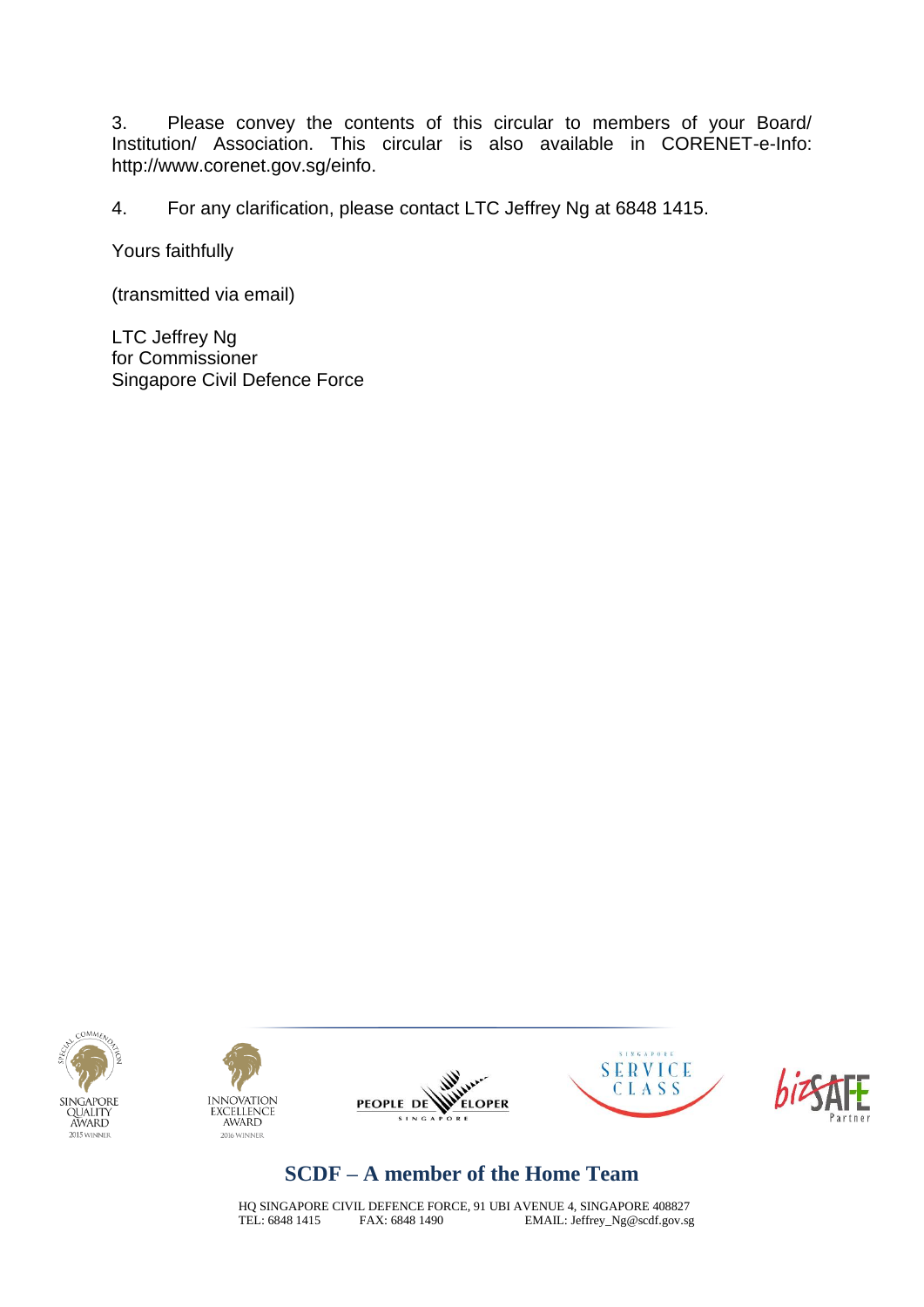3. Please convey the contents of this circular to members of your Board/ Institution/ Association. This circular is also available in CORENET-e-Info: http://www.corenet.gov.sg/einfo.

4. For any clarification, please contact LTC Jeffrey Ng at 6848 1415.

Yours faithfully

(transmitted via email)

LTC Jeffrey Ng
for Commissioner
Singapore Civil Defence Force